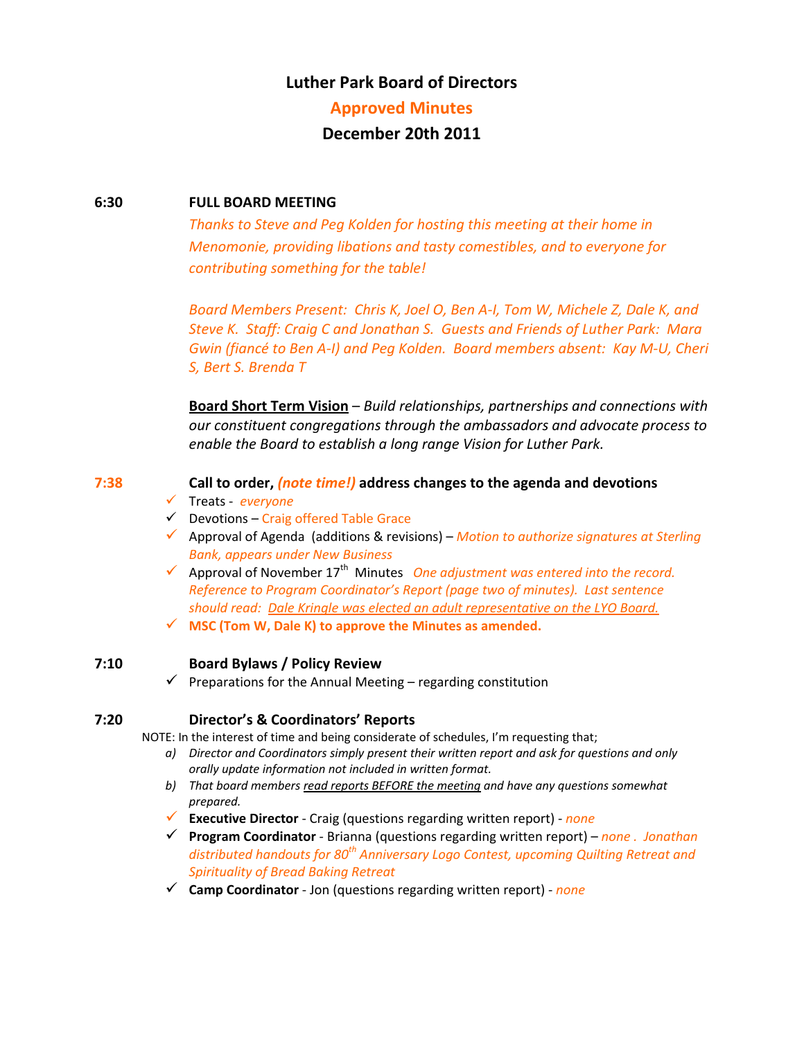# Luther Park Board of Directors

## Approved Minutes

## December 20th 2011

**6:30** **FULL BOARD MEETING**

*Thanks to Steve and Peg Kolden for hosting this meeting at their home in Menomonie, providing libations and tasty comestibles, and to everyone for contributing something for the table!*

*Board Members Present: Chris K, Joel O, Ben A-I, Tom W, Michele Z, Dale K, and Steve K. Staff: Craig C and Jonathan S. Guests and Friends of Luther Park: Mara Gwin (fiancé to Ben A-I) and Peg Kolden. Board members absent: Kay M-U, Cheri S, Bert S. Brenda T*

**Board Short Term Vision** – *Build relationships, partnerships and connections with our constituent congregations through the ambassadors and advocate process to enable the Board to establish a long range Vision for Luther Park.*

**7:38** **Call to order, *(note time!)* address changes to the agenda and devotions**

- ✓ Treats - *everyone*
- ✓ Devotions – Craig offered Table Grace
- ✓ Approval of Agenda (additions & revisions) – *Motion to authorize signatures at Sterling Bank, appears under New Business*
- ✓ Approval of November 17th Minutes *One adjustment was entered into the record. Reference to Program Coordinator's Report (page two of minutes). Last sentence should read: Dale Kringle was elected an adult representative on the LYO Board.*
- ✓ **MSC (Tom W, Dale K) to approve the Minutes as amended.**

**7:10** **Board Bylaws / Policy Review**

- ✓ Preparations for the Annual Meeting – regarding constitution

**7:20** **Director's & Coordinators' Reports**

NOTE: In the interest of time and being considerate of schedules, I'm requesting that;

a) *Director and Coordinators simply present their written report and ask for questions and only orally update information not included in written format.*
b) *That board members read reports BEFORE the meeting and have any questions somewhat prepared.*

- ✓ **Executive Director** - Craig (questions regarding written report) - *none*
- ✓ **Program Coordinator** - Brianna (questions regarding written report) – *none . Jonathan distributed handouts for 80th Anniversary Logo Contest, upcoming Quilting Retreat and Spirituality of Bread Baking Retreat*
- ✓ **Camp Coordinator** - Jon (questions regarding written report) - *none*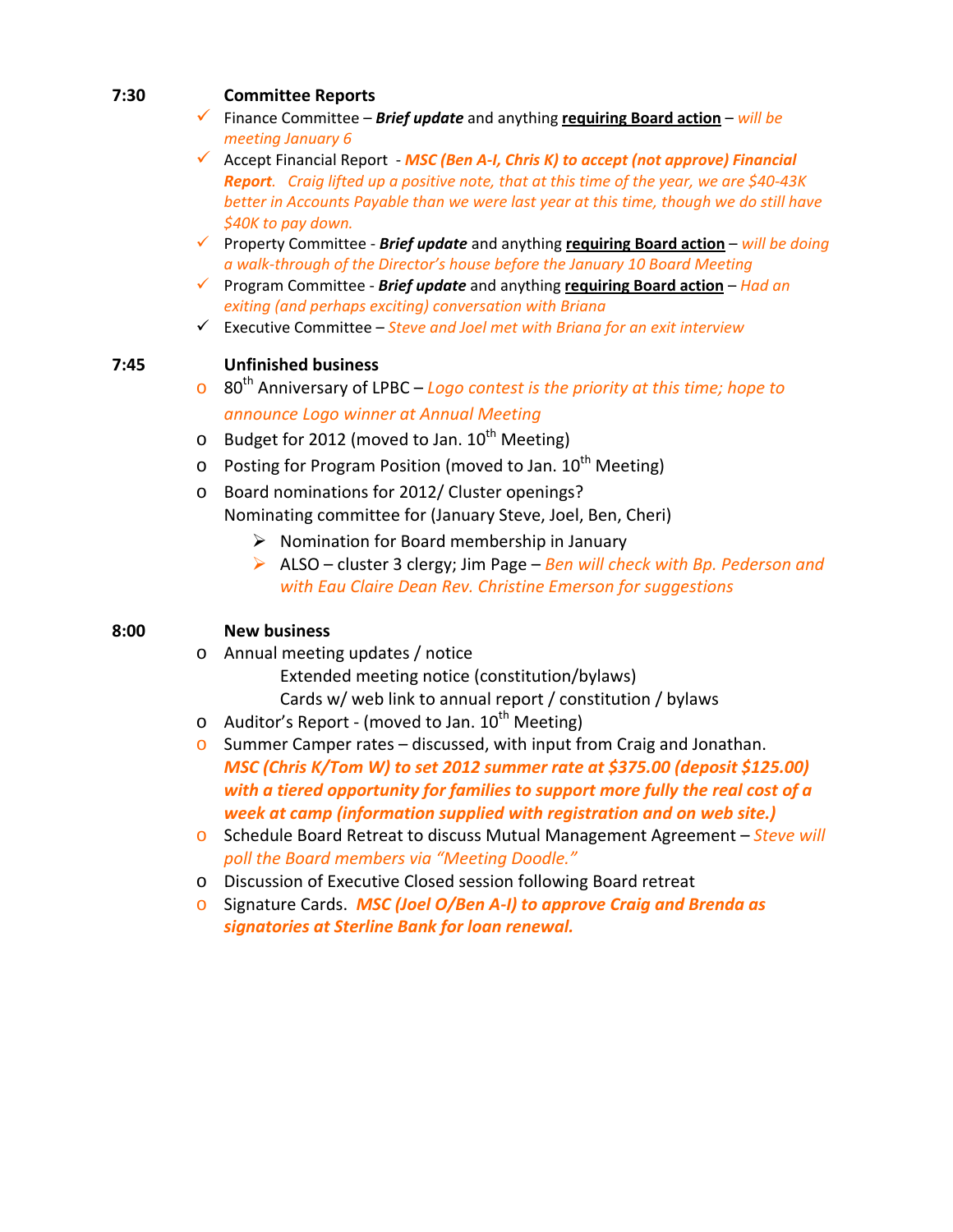**7:30 Committee Reports**

- ✓ Finance Committee – ***Brief update*** and anything **requiring Board action** – *will be meeting January 6*
- ✓ Accept Financial Report - ***MSC (Ben A-I, Chris K) to accept (not approve) Financial Report****. Craig lifted up a positive note, that at this time of the year, we are $40-43K better in Accounts Payable than we were last year at this time, though we do still have $40K to pay down.*
- ✓ Property Committee - ***Brief update*** and anything **requiring Board action** – *will be doing a walk-through of the Director's house before the January 10 Board Meeting*
- ✓ Program Committee - ***Brief update*** and anything **requiring Board action** – *Had an exiting (and perhaps exciting) conversation with Briana*
- ✓ Executive Committee – *Steve and Joel met with Briana for an exit interview*

**7:45 Unfinished business**

- 80th Anniversary of LPBC – *Logo contest is the priority at this time; hope to announce Logo winner at Annual Meeting*
- Budget for 2012 (moved to Jan. 10th Meeting)
- Posting for Program Position (moved to Jan. 10th Meeting)
- Board nominations for 2012/ Cluster openings?
  Nominating committee for (January Steve, Joel, Ben, Cheri)
  - Nomination for Board membership in January
  - ALSO – cluster 3 clergy; Jim Page – *Ben will check with Bp. Pederson and with Eau Claire Dean Rev. Christine Emerson for suggestions*

**8:00 New business**

- Annual meeting updates / notice
  Extended meeting notice (constitution/bylaws)
  Cards w/ web link to annual report / constitution / bylaws
- Auditor's Report - (moved to Jan. 10th Meeting)
- Summer Camper rates – discussed, with input from Craig and Jonathan. ***MSC (Chris K/Tom W) to set 2012 summer rate at $375.00 (deposit $125.00) with a tiered opportunity for families to support more fully the real cost of a week at camp (information supplied with registration and on web site.)***
- Schedule Board Retreat to discuss Mutual Management Agreement – *Steve will poll the Board members via "Meeting Doodle."*
- Discussion of Executive Closed session following Board retreat
- Signature Cards. ***MSC (Joel O/Ben A-I) to approve Craig and Brenda as signatories at Sterline Bank for loan renewal.***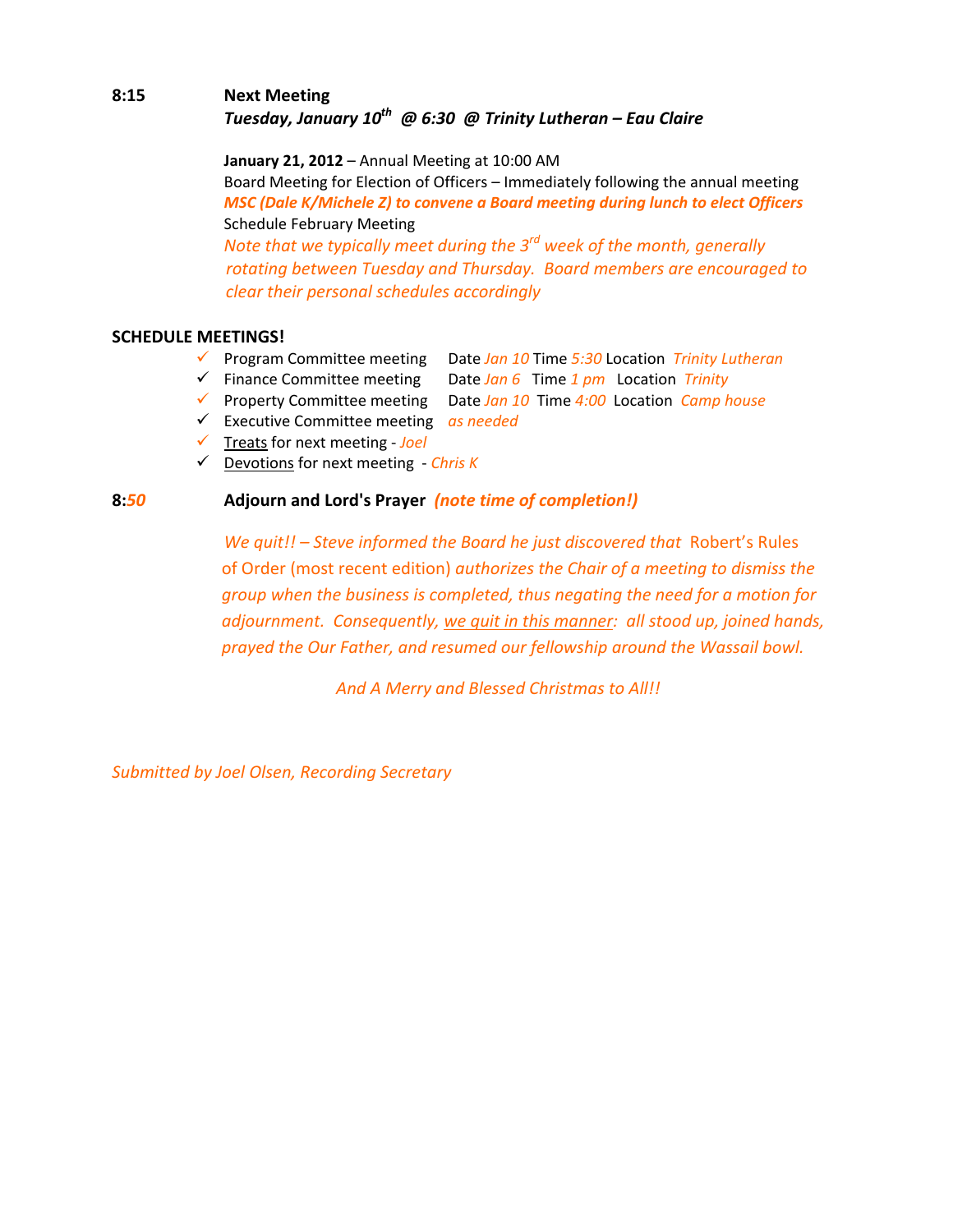**8:15** **Next Meeting**

***Tuesday, January 10th @ 6:30 @ Trinity Lutheran – Eau Claire***

**January 21, 2012** – Annual Meeting at 10:00 AM

Board Meeting for Election of Officers – Immediately following the annual meeting

***MSC (Dale K/Michele Z) to convene a Board meeting during lunch to elect Officers***

Schedule February Meeting

*Note that we typically meet during the 3rd week of the month, generally rotating between Tuesday and Thursday. Board members are encouraged to clear their personal schedules accordingly*

**SCHEDULE MEETINGS!**

- ✓ Program Committee meeting Date *Jan 10* Time *5:30* Location *Trinity Lutheran*
- ✓ Finance Committee meeting Date *Jan 6* Time *1 pm* Location *Trinity*
- ✓ Property Committee meeting Date *Jan 10* Time *4:00* Location *Camp house*
- ✓ Executive Committee meeting *as needed*
- ✓ Treats for next meeting - *Joel*
- ✓ Devotions for next meeting - *Chris K*

**8:*50*** **Adjourn and Lord's Prayer** ***(note time of completion!)***

*We quit!! – Steve informed the Board he just discovered that* Robert's Rules of Order (most recent edition) *authorizes the Chair of a meeting to dismiss the group when the business is completed, thus negating the need for a motion for adjournment. Consequently, we quit in this manner: all stood up, joined hands, prayed the Our Father, and resumed our fellowship around the Wassail bowl.*

*And A Merry and Blessed Christmas to All!!*

*Submitted by Joel Olsen, Recording Secretary*